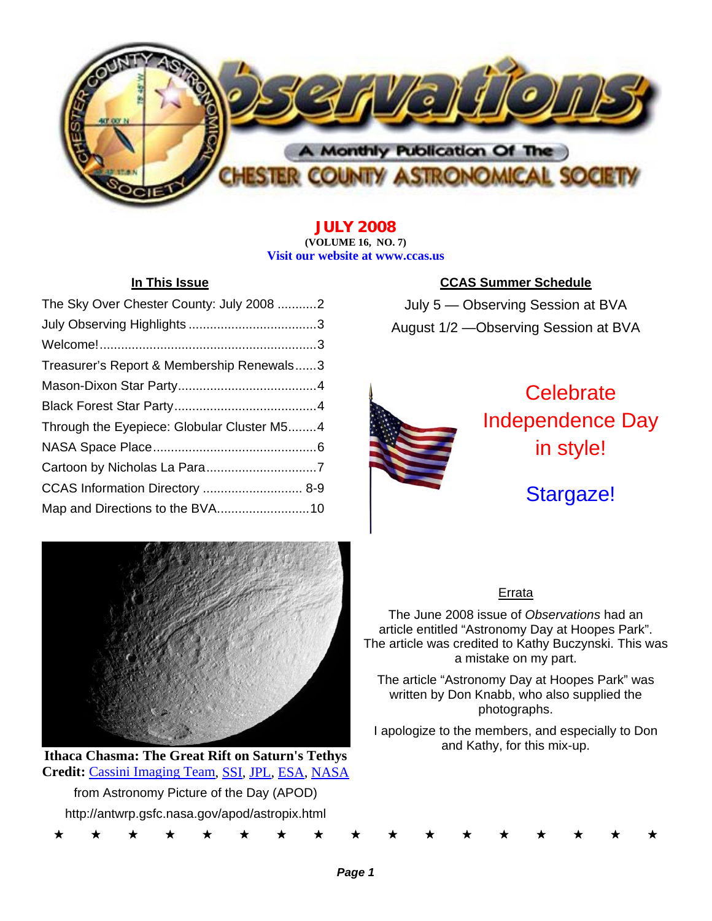# Observations

A Monthly Publication Of The Chester County Astronomical Society

**JULY 2008**
**(VOLUME 16, NO. 7)**
**Visit our website at www.ccas.us**

## In This Issue

- The Sky Over Chester County: July 2008 ...........2
- July Observing Highlights ....................................3
- Welcome!.............................................................3
- Treasurer's Report & Membership Renewals......3
- Mason-Dixon Star Party.......................................4
- Black Forest Star Party........................................4
- Through the Eyepiece: Globular Cluster M5........4
- NASA Space Place..............................................6
- Cartoon by Nicholas La Para...............................7
- CCAS Information Directory ............................ 8-9
- Map and Directions to the BVA..........................10

## CCAS Summer Schedule

July 5 — Observing Session at BVA

August 1/2 —Observing Session at BVA

Celebrate Independence Day in style!

Stargaze!

**Ithaca Chasma: The Great Rift on Saturn's Tethys**
**Credit:** Cassini Imaging Team, SSI, JPL, ESA, NASA
from Astronomy Picture of the Day (APOD)
http://antwrp.gsfc.nasa.gov/apod/astropix.html

## Errata

The June 2008 issue of *Observations* had an article entitled "Astronomy Day at Hoopes Park". The article was credited to Kathy Buczynski. This was a mistake on my part.

The article "Astronomy Day at Hoopes Park" was written by Don Knabb, who also supplied the photographs.

I apologize to the members, and especially to Don and Kathy, for this mix-up.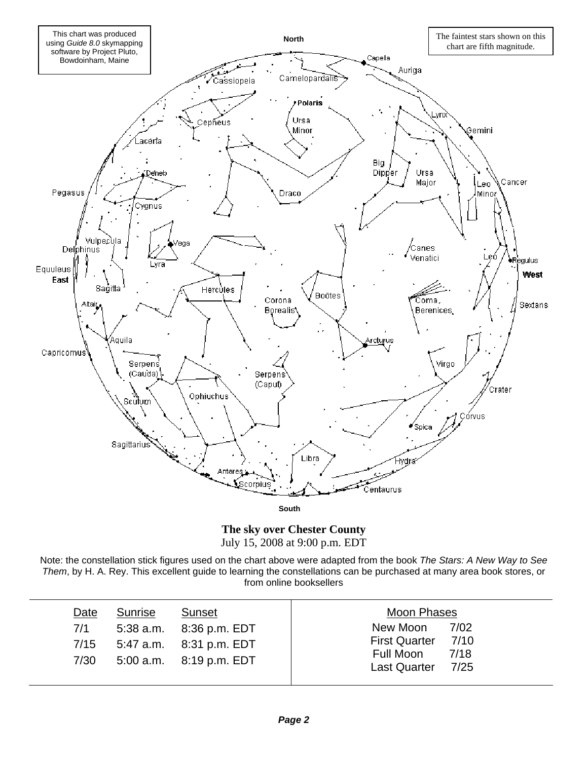This chart was produced using *Guide 8.0* skymapping software by Project Pluto, Bowdoinham, Maine

The faintest stars shown on this chart are fifth magnitude.

**The sky over Chester County**
July 15, 2008 at 9:00 p.m. EDT

Note: the constellation stick figures used on the chart above were adapted from the book *The Stars: A New Way to See Them*, by H. A. Rey. This excellent guide to learning the constellations can be purchased at many area book stores, or from online booksellers

| Date | Sunrise | Sunset |
|---|---|---|
| 7/1 | 5:38 a.m. | 8:36 p.m. EDT |
| 7/15 | 5:47 a.m. | 8:31 p.m. EDT |
| 7/30 | 5:00 a.m. | 8:19 p.m. EDT |

| Moon Phases | |
|---|---|
| New Moon | 7/02 |
| First Quarter | 7/10 |
| Full Moon | 7/18 |
| Last Quarter | 7/25 |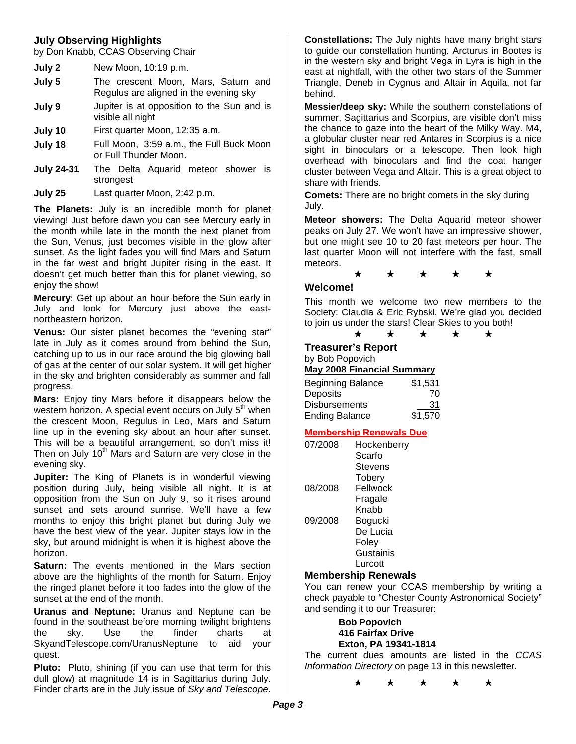## July Observing Highlights

by Don Knabb, CCAS Observing Chair

| | |
|---|---|
| **July 2** | New Moon, 10:19 p.m. |
| **July 5** | The crescent Moon, Mars, Saturn and Regulus are aligned in the evening sky |
| **July 9** | Jupiter is at opposition to the Sun and is visible all night |
| **July 10** | First quarter Moon, 12:35 a.m. |
| **July 18** | Full Moon, 3:59 a.m., the Full Buck Moon or Full Thunder Moon. |
| **July 24-31** | The Delta Aquarid meteor shower is strongest |
| **July 25** | Last quarter Moon, 2:42 p.m. |

**The Planets:** July is an incredible month for planet viewing! Just before dawn you can see Mercury early in the month while late in the month the next planet from the Sun, Venus, just becomes visible in the glow after sunset. As the light fades you will find Mars and Saturn in the far west and bright Jupiter rising in the east. It doesn't get much better than this for planet viewing, so enjoy the show!

**Mercury:** Get up about an hour before the Sun early in July and look for Mercury just above the east-northeastern horizon.

**Venus:** Our sister planet becomes the "evening star" late in July as it comes around from behind the Sun, catching up to us in our race around the big glowing ball of gas at the center of our solar system. It will get higher in the sky and brighten considerably as summer and fall progress.

**Mars:** Enjoy tiny Mars before it disappears below the western horizon. A special event occurs on July 5th when the crescent Moon, Regulus in Leo, Mars and Saturn line up in the evening sky about an hour after sunset. This will be a beautiful arrangement, so don't miss it! Then on July 10th Mars and Saturn are very close in the evening sky.

**Jupiter:** The King of Planets is in wonderful viewing position during July, being visible all night. It is at opposition from the Sun on July 9, so it rises around sunset and sets around sunrise. We'll have a few months to enjoy this bright planet but during July we have the best view of the year. Jupiter stays low in the sky, but around midnight is when it is highest above the horizon.

**Saturn:** The events mentioned in the Mars section above are the highlights of the month for Saturn. Enjoy the ringed planet before it too fades into the glow of the sunset at the end of the month.

**Uranus and Neptune:** Uranus and Neptune can be found in the southeast before morning twilight brightens the sky. Use the finder charts at SkyandTelescope.com/UranusNeptune to aid your quest.

**Pluto:** Pluto, shining (if you can use that term for this dull glow) at magnitude 14 is in Sagittarius during July. Finder charts are in the July issue of *Sky and Telescope*.

**Constellations:** The July nights have many bright stars to guide our constellation hunting. Arcturus in Bootes is in the western sky and bright Vega in Lyra is high in the east at nightfall, with the other two stars of the Summer Triangle, Deneb in Cygnus and Altair in Aquila, not far behind.

**Messier/deep sky:** While the southern constellations of summer, Sagittarius and Scorpius, are visible don't miss the chance to gaze into the heart of the Milky Way. M4, a globular cluster near red Antares in Scorpius is a nice sight in binoculars or a telescope. Then look high overhead with binoculars and find the coat hanger cluster between Vega and Altair. This is a great object to share with friends.

**Comets:** There are no bright comets in the sky during July.

**Meteor showers:** The Delta Aquarid meteor shower peaks on July 27. We won't have an impressive shower, but one might see 10 to 20 fast meteors per hour. The last quarter Moon will not interfere with the fast, small meteors.

★ ★ ★ ★ ★

## Welcome!

This month we welcome two new members to the Society: Claudia & Eric Rybski. We're glad you decided to join us under the stars! Clear Skies to you both!

★ ★ ★ ★ ★

## Treasurer's Report

by Bob Popovich

**May 2008 Financial Summary**

| | |
|---|---|
| Beginning Balance | $1,531 |
| Deposits | 70 |
| Disbursements | 31 |
| Ending Balance | $1,570 |

**Membership Renewals Due**

| | |
|---|---|
| 07/2008 | Hockenberry |
| | Scarfo |
| | Stevens |
| | Tobery |
| 08/2008 | Fellwock |
| | Fragale |
| | Knabb |
| 09/2008 | Bogucki |
| | De Lucia |
| | Foley |
| | Gustainis |
| | Lurcott |

### Membership Renewals

You can renew your CCAS membership by writing a check payable to "Chester County Astronomical Society" and sending it to our Treasurer:

**Bob Popovich**
**416 Fairfax Drive**
**Exton, PA 19341-1814**

The current dues amounts are listed in the *CCAS Information Directory* on page 13 in this newsletter.

★ ★ ★ ★ ★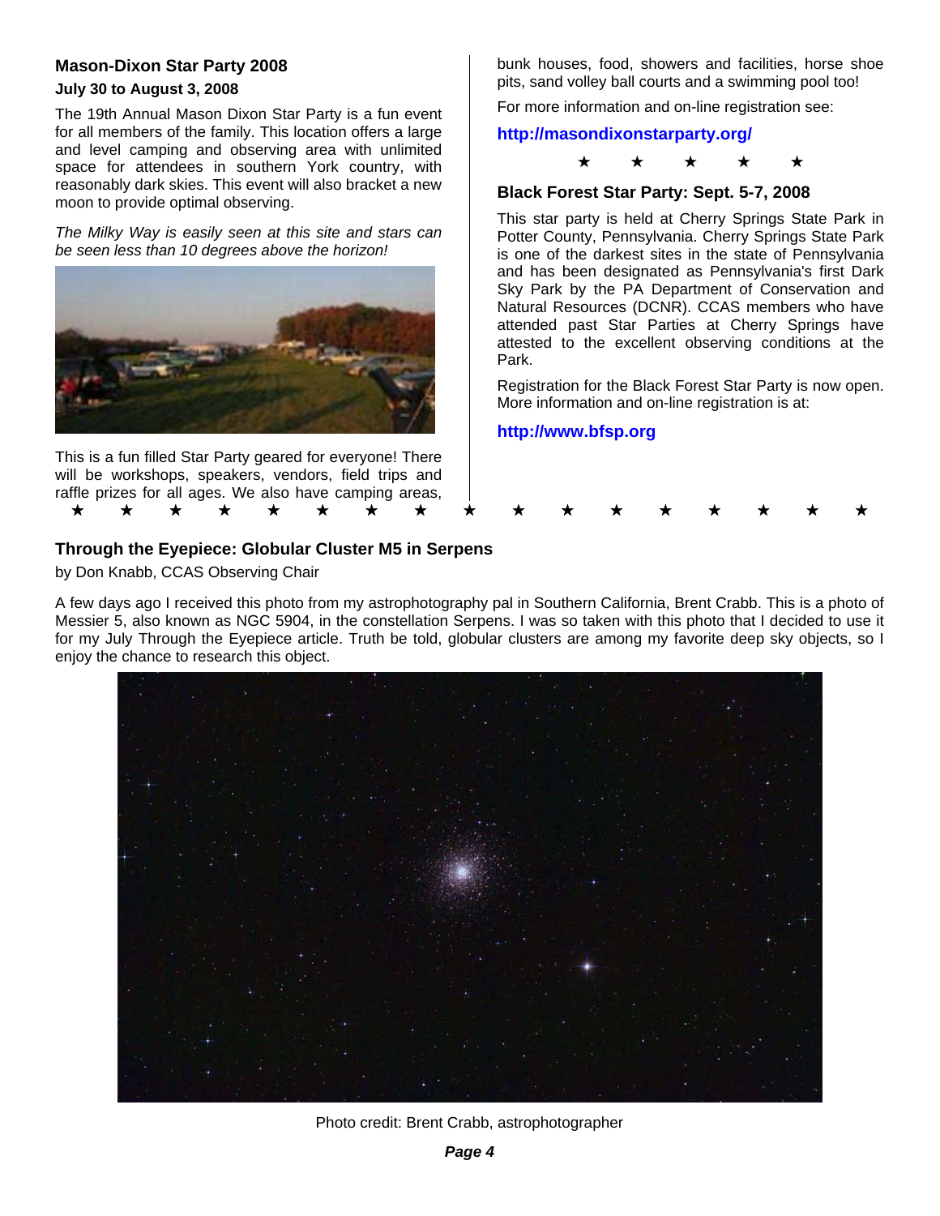## Mason-Dixon Star Party 2008

**July 30 to August 3, 2008**

The 19th Annual Mason Dixon Star Party is a fun event for all members of the family. This location offers a large and level camping and observing area with unlimited space for attendees in southern York country, with reasonably dark skies. This event will also bracket a new moon to provide optimal observing.

*The Milky Way is easily seen at this site and stars can be seen less than 10 degrees above the horizon!*

This is a fun filled Star Party geared for everyone! There will be workshops, speakers, vendors, field trips and raffle prizes for all ages. We also have camping areas, bunk houses, food, showers and facilities, horse shoe pits, sand volley ball courts and a swimming pool too!

For more information and on-line registration see:

**http://masondixonstarparty.org/**

★ ★ ★ ★ ★

## Black Forest Star Party: Sept. 5-7, 2008

This star party is held at Cherry Springs State Park in Potter County, Pennsylvania. Cherry Springs State Park is one of the darkest sites in the state of Pennsylvania and has been designated as Pennsylvania's first Dark Sky Park by the PA Department of Conservation and Natural Resources (DCNR). CCAS members who have attended past Star Parties at Cherry Springs have attested to the excellent observing conditions at the Park.

Registration for the Black Forest Star Party is now open. More information and on-line registration is at:

**http://www.bfsp.org**

★ ★ ★ ★ ★ ★ ★ ★ ★ ★ ★ ★ ★ ★ ★ ★ ★

## Through the Eyepiece: Globular Cluster M5 in Serpens

by Don Knabb, CCAS Observing Chair

A few days ago I received this photo from my astrophotography pal in Southern California, Brent Crabb. This is a photo of Messier 5, also known as NGC 5904, in the constellation Serpens. I was so taken with this photo that I decided to use it for my July Through the Eyepiece article. Truth be told, globular clusters are among my favorite deep sky objects, so I enjoy the chance to research this object.

Photo credit: Brent Crabb, astrophotographer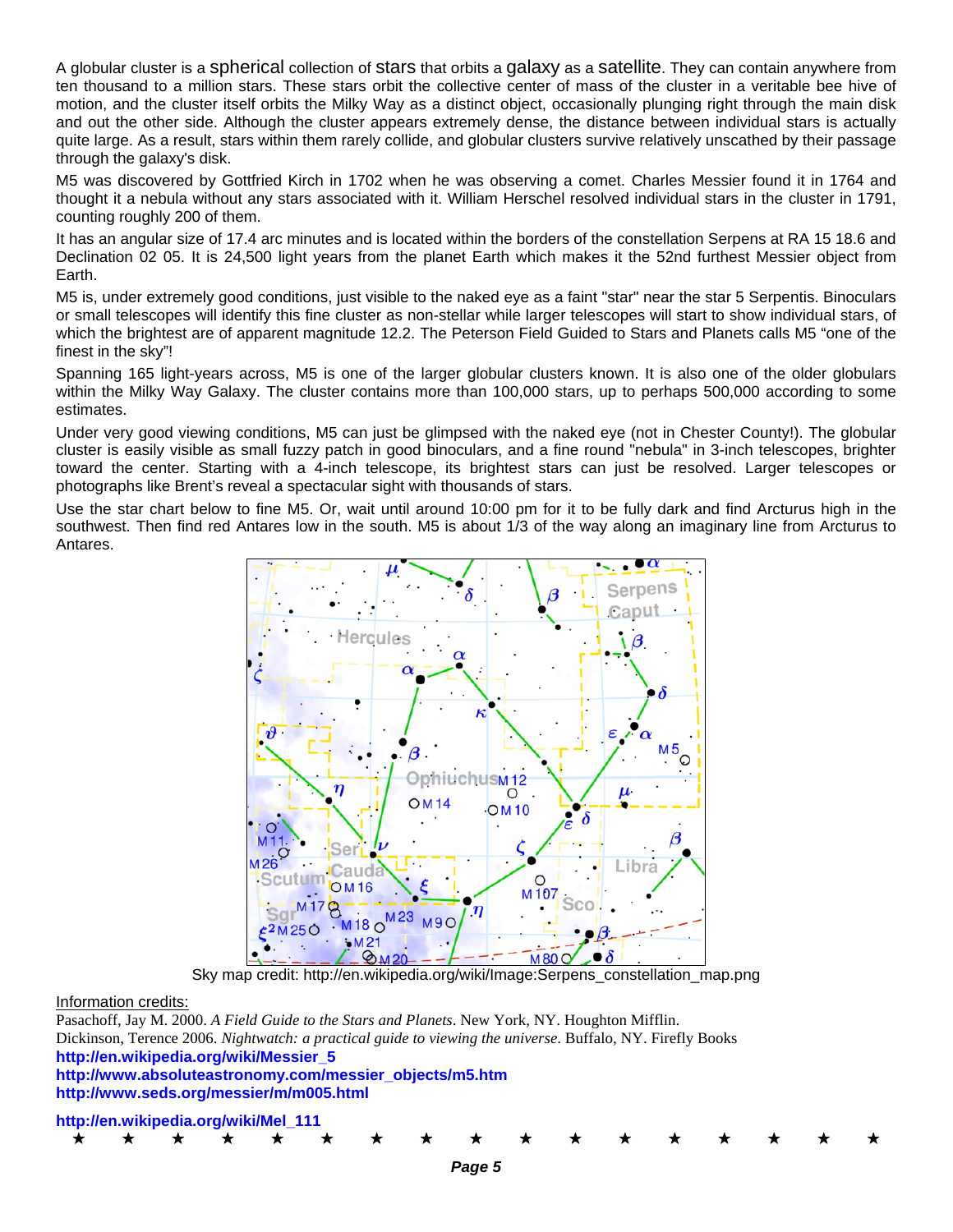A globular cluster is a spherical collection of stars that orbits a galaxy as a satellite. They can contain anywhere from ten thousand to a million stars. These stars orbit the collective center of mass of the cluster in a veritable bee hive of motion, and the cluster itself orbits the Milky Way as a distinct object, occasionally plunging right through the main disk and out the other side. Although the cluster appears extremely dense, the distance between individual stars is actually quite large. As a result, stars within them rarely collide, and globular clusters survive relatively unscathed by their passage through the galaxy's disk.

M5 was discovered by Gottfried Kirch in 1702 when he was observing a comet. Charles Messier found it in 1764 and thought it a nebula without any stars associated with it. William Herschel resolved individual stars in the cluster in 1791, counting roughly 200 of them.

It has an angular size of 17.4 arc minutes and is located within the borders of the constellation Serpens at RA 15 18.6 and Declination 02 05. It is 24,500 light years from the planet Earth which makes it the 52nd furthest Messier object from Earth.

M5 is, under extremely good conditions, just visible to the naked eye as a faint "star" near the star 5 Serpentis. Binoculars or small telescopes will identify this fine cluster as non-stellar while larger telescopes will start to show individual stars, of which the brightest are of apparent magnitude 12.2. The Peterson Field Guided to Stars and Planets calls M5 "one of the finest in the sky"!

Spanning 165 light-years across, M5 is one of the larger globular clusters known. It is also one of the older globulars within the Milky Way Galaxy. The cluster contains more than 100,000 stars, up to perhaps 500,000 according to some estimates.

Under very good viewing conditions, M5 can just be glimpsed with the naked eye (not in Chester County!). The globular cluster is easily visible as small fuzzy patch in good binoculars, and a fine round "nebula" in 3-inch telescopes, brighter toward the center. Starting with a 4-inch telescope, its brightest stars can just be resolved. Larger telescopes or photographs like Brent's reveal a spectacular sight with thousands of stars.

Use the star chart below to fine M5. Or, wait until around 10:00 pm for it to be fully dark and find Arcturus high in the southwest. Then find red Antares low in the south. M5 is about 1/3 of the way along an imaginary line from Arcturus to Antares.

Sky map credit: http://en.wikipedia.org/wiki/Image:Serpens_constellation_map.png

Information credits:

Pasachoff, Jay M. 2000. *A Field Guide to the Stars and Planets*. New York, NY. Houghton Mifflin.

Dickinson, Terence 2006. *Nightwatch: a practical guide to viewing the universe*. Buffalo, NY. Firefly Books

**http://en.wikipedia.org/wiki/Messier_5**

**http://www.absoluteastronomy.com/messier_objects/m5.htm**

**http://www.seds.org/messier/m/m005.html**

**http://en.wikipedia.org/wiki/Mel_111**

★ ★ ★ ★ ★ ★ ★ ★ ★ ★ ★ ★ ★ ★ ★ ★ ★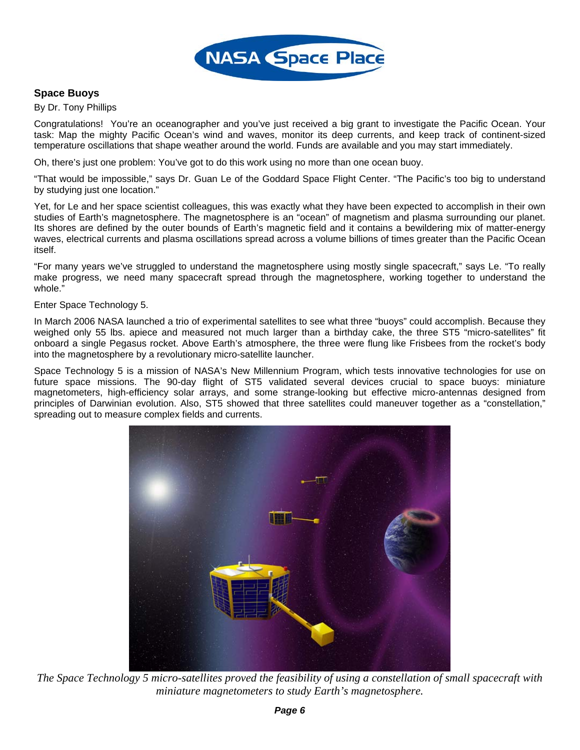## Space Buoys

By Dr. Tony Phillips

Congratulations! You're an oceanographer and you've just received a big grant to investigate the Pacific Ocean. Your task: Map the mighty Pacific Ocean's wind and waves, monitor its deep currents, and keep track of continent-sized temperature oscillations that shape weather around the world. Funds are available and you may start immediately.

Oh, there's just one problem: You've got to do this work using no more than one ocean buoy.

"That would be impossible," says Dr. Guan Le of the Goddard Space Flight Center. "The Pacific's too big to understand by studying just one location."

Yet, for Le and her space scientist colleagues, this was exactly what they have been expected to accomplish in their own studies of Earth's magnetosphere. The magnetosphere is an "ocean" of magnetism and plasma surrounding our planet. Its shores are defined by the outer bounds of Earth's magnetic field and it contains a bewildering mix of matter-energy waves, electrical currents and plasma oscillations spread across a volume billions of times greater than the Pacific Ocean itself.

"For many years we've struggled to understand the magnetosphere using mostly single spacecraft," says Le. "To really make progress, we need many spacecraft spread through the magnetosphere, working together to understand the whole."

Enter Space Technology 5.

In March 2006 NASA launched a trio of experimental satellites to see what three "buoys" could accomplish. Because they weighed only 55 lbs. apiece and measured not much larger than a birthday cake, the three ST5 "micro-satellites" fit onboard a single Pegasus rocket. Above Earth's atmosphere, the three were flung like Frisbees from the rocket's body into the magnetosphere by a revolutionary micro-satellite launcher.

Space Technology 5 is a mission of NASA's New Millennium Program, which tests innovative technologies for use on future space missions. The 90-day flight of ST5 validated several devices crucial to space buoys: miniature magnetometers, high-efficiency solar arrays, and some strange-looking but effective micro-antennas designed from principles of Darwinian evolution. Also, ST5 showed that three satellites could maneuver together as a "constellation," spreading out to measure complex fields and currents.

*The Space Technology 5 micro-satellites proved the feasibility of using a constellation of small spacecraft with miniature magnetometers to study Earth's magnetosphere.*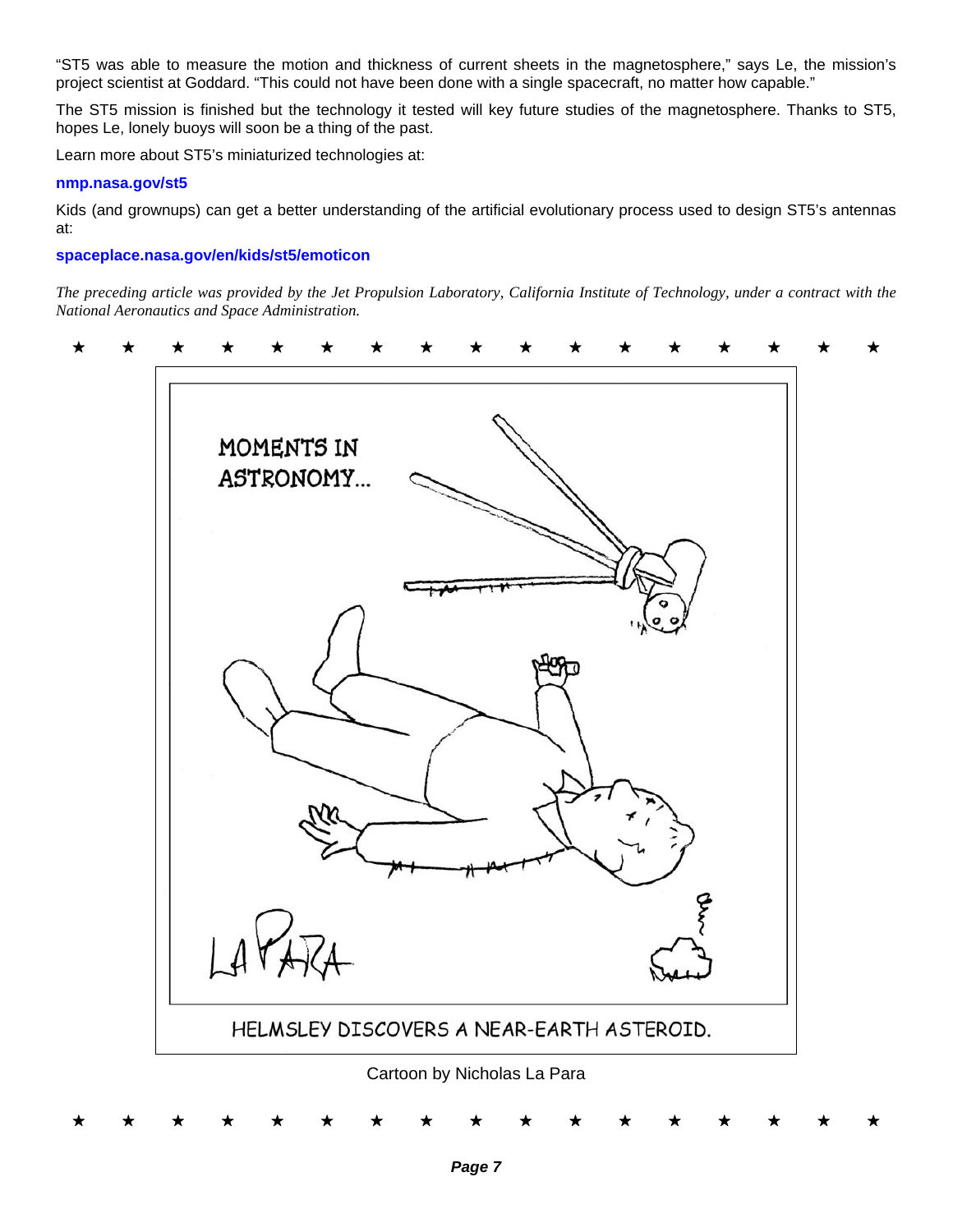"ST5 was able to measure the motion and thickness of current sheets in the magnetosphere," says Le, the mission's project scientist at Goddard. "This could not have been done with a single spacecraft, no matter how capable."

The ST5 mission is finished but the technology it tested will key future studies of the magnetosphere. Thanks to ST5, hopes Le, lonely buoys will soon be a thing of the past.

Learn more about ST5's miniaturized technologies at:

**nmp.nasa.gov/st5**

Kids (and grownups) can get a better understanding of the artificial evolutionary process used to design ST5's antennas at:

**spaceplace.nasa.gov/en/kids/st5/emoticon**

*The preceding article was provided by the Jet Propulsion Laboratory, California Institute of Technology, under a contract with the National Aeronautics and Space Administration.*

★ ★ ★ ★ ★ ★ ★ ★ ★ ★ ★ ★ ★ ★ ★ ★ ★

MOMENTS IN ASTRONOMY...

HELMSLEY DISCOVERS A NEAR-EARTH ASTEROID.

Cartoon by Nicholas La Para

★ ★ ★ ★ ★ ★ ★ ★ ★ ★ ★ ★ ★ ★ ★ ★ ★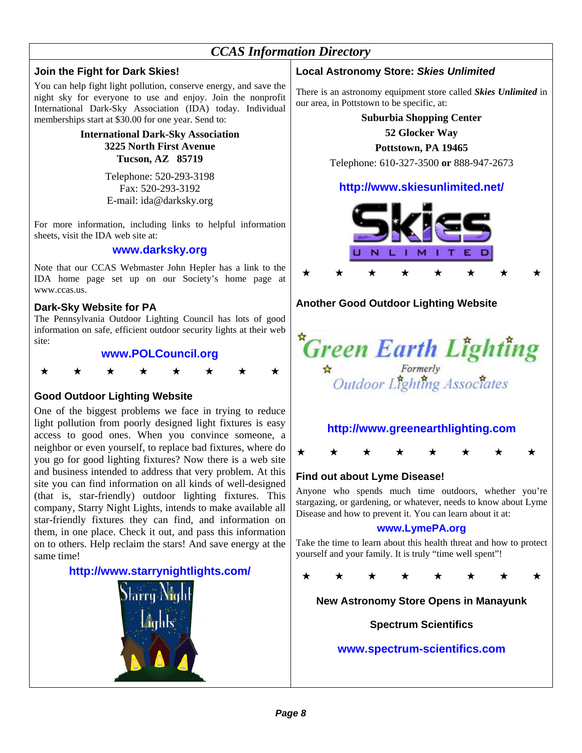# CCAS Information Directory

## Join the Fight for Dark Skies!

You can help fight light pollution, conserve energy, and save the night sky for everyone to use and enjoy. Join the nonprofit International Dark-Sky Association (IDA) today. Individual memberships start at $30.00 for one year. Send to:

**International Dark-Sky Association**
**3225 North First Avenue**
**Tucson, AZ 85719**

Telephone: 520-293-3198
Fax: 520-293-3192
E-mail: ida@darksky.org

For more information, including links to helpful information sheets, visit the IDA web site at:

**www.darksky.org**

Note that our CCAS Webmaster John Hepler has a link to the IDA home page set up on our Society's home page at www.ccas.us.

## Dark-Sky Website for PA

The Pennsylvania Outdoor Lighting Council has lots of good information on safe, efficient outdoor security lights at their web site:

**www.POLCouncil.org**

★ ★ ★ ★ ★ ★ ★ ★

## Good Outdoor Lighting Website

One of the biggest problems we face in trying to reduce light pollution from poorly designed light fixtures is easy access to good ones. When you convince someone, a neighbor or even yourself, to replace bad fixtures, where do you go for good lighting fixtures? Now there is a web site and business intended to address that very problem. At this site you can find information on all kinds of well-designed (that is, star-friendly) outdoor lighting fixtures. This company, Starry Night Lights, intends to make available all star-friendly fixtures they can find, and information on them, in one place. Check it out, and pass this information on to others. Help reclaim the stars! And save energy at the same time!

**http://www.starrynightlights.com/**

## Local Astronomy Store: *Skies Unlimited*

There is an astronomy equipment store called ***Skies Unlimited*** in our area, in Pottstown to be specific, at:

**Suburbia Shopping Center**
**52 Glocker Way**
**Pottstown, PA 19465**

Telephone: 610-327-3500 **or** 888-947-2673

**http://www.skiesunlimited.net/**

★ ★ ★ ★ ★ ★ ★ ★

## Another Good Outdoor Lighting Website

Green Earth Lighting
Formerly
Outdoor Lighting Associates

**http://www.greenearthlighting.com**

★ ★ ★ ★ ★ ★ ★ ★

## Find out about Lyme Disease!

Anyone who spends much time outdoors, whether you're stargazing, or gardening, or whatever, needs to know about Lyme Disease and how to prevent it. You can learn about it at:

**www.LymePA.org**

Take the time to learn about this health threat and how to protect yourself and your family. It is truly "time well spent"!

★ ★ ★ ★ ★ ★ ★ ★

## New Astronomy Store Opens in Manayunk

**Spectrum Scientifics**

**www.spectrum-scientifics.com**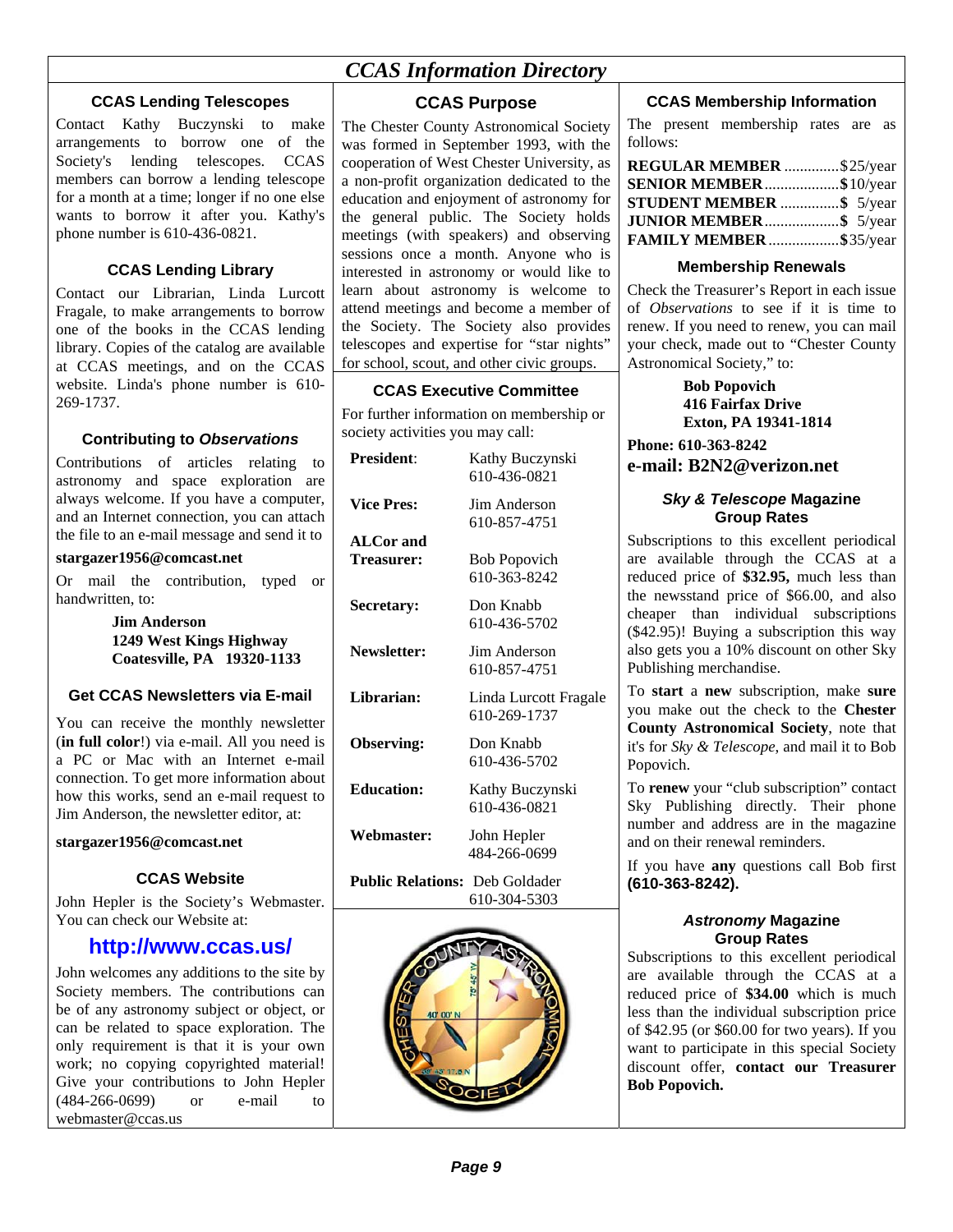# CCAS Information Directory

### CCAS Lending Telescopes

Contact Kathy Buczynski to make arrangements to borrow one of the Society's lending telescopes. CCAS members can borrow a lending telescope for a month at a time; longer if no one else wants to borrow it after you. Kathy's phone number is 610-436-0821.

### CCAS Lending Library

Contact our Librarian, Linda Lurcott Fragale, to make arrangements to borrow one of the books in the CCAS lending library. Copies of the catalog are available at CCAS meetings, and on the CCAS website. Linda's phone number is 610-269-1737.

### Contributing to *Observations*

Contributions of articles relating to astronomy and space exploration are always welcome. If you have a computer, and an Internet connection, you can attach the file to an e-mail message and send it to

**stargazer1956@comcast.net**

Or mail the contribution, typed or handwritten, to:

**Jim Anderson**
**1249 West Kings Highway**
**Coatesville, PA 19320-1133**

### Get CCAS Newsletters via E-mail

You can receive the monthly newsletter (**in full color**!) via e-mail. All you need is a PC or Mac with an Internet e-mail connection. To get more information about how this works, send an e-mail request to Jim Anderson, the newsletter editor, at:

**stargazer1956@comcast.net**

### CCAS Website

John Hepler is the Society's Webmaster. You can check our Website at:

**http://www.ccas.us/**

John welcomes any additions to the site by Society members. The contributions can be of any astronomy subject or object, or can be related to space exploration. The only requirement is that it is your own work; no copying copyrighted material! Give your contributions to John Hepler (484-266-0699) or e-mail to webmaster@ccas.us

### CCAS Purpose

The Chester County Astronomical Society was formed in September 1993, with the cooperation of West Chester University, as a non-profit organization dedicated to the education and enjoyment of astronomy for the general public. The Society holds meetings (with speakers) and observing sessions once a month. Anyone who is interested in astronomy or would like to learn about astronomy is welcome to attend meetings and become a member of the Society. The Society also provides telescopes and expertise for "star nights" for school, scout, and other civic groups.

### CCAS Executive Committee

For further information on membership or society activities you may call:

| Position | Name / Phone |
|---|---|
| **President**: | Kathy Buczynski 610-436-0821 |
| **Vice Pres:** | Jim Anderson 610-857-4751 |
| **ALCor and Treasurer:** | Bob Popovich 610-363-8242 |
| **Secretary:** | Don Knabb 610-436-5702 |
| **Newsletter:** | Jim Anderson 610-857-4751 |
| **Librarian:** | Linda Lurcott Fragale 610-269-1737 |
| **Observing:** | Don Knabb 610-436-5702 |
| **Education:** | Kathy Buczynski 610-436-0821 |
| **Webmaster:** | John Hepler 484-266-0699 |
| **Public Relations:** | Deb Goldader 610-304-5303 |

### CCAS Membership Information

The present membership rates are as follows:

| Membership | Rate |
|---|---|
| **REGULAR MEMBER** | $25/year |
| **SENIOR MEMBER** | $10/year |
| **STUDENT MEMBER** | $ 5/year |
| **JUNIOR MEMBER** | $ 5/year |
| **FAMILY MEMBER** | $35/year |

### Membership Renewals

Check the Treasurer's Report in each issue of *Observations* to see if it is time to renew. If you need to renew, you can mail your check, made out to "Chester County Astronomical Society," to:

**Bob Popovich**
**416 Fairfax Drive**
**Exton, PA 19341-1814**

**Phone: 610-363-8242**
**e-mail: B2N2@verizon.net**

### *Sky & Telescope* Magazine Group Rates

Subscriptions to this excellent periodical are available through the CCAS at a reduced price of **$32.95,** much less than the newsstand price of $66.00, and also cheaper than individual subscriptions ($42.95)! Buying a subscription this way also gets you a 10% discount on other Sky Publishing merchandise.

To **start** a **new** subscription, make **sure** you make out the check to the **Chester County Astronomical Society**, note that it's for *Sky & Telescope,* and mail it to Bob Popovich.

To **renew** your "club subscription" contact Sky Publishing directly. Their phone number and address are in the magazine and on their renewal reminders.

If you have **any** questions call Bob first **(610-363-8242).**

### *Astronomy* Magazine Group Rates

Subscriptions to this excellent periodical are available through the CCAS at a reduced price of **$34.00** which is much less than the individual subscription price of $42.95 (or $60.00 for two years). If you want to participate in this special Society discount offer, **contact our Treasurer Bob Popovich.**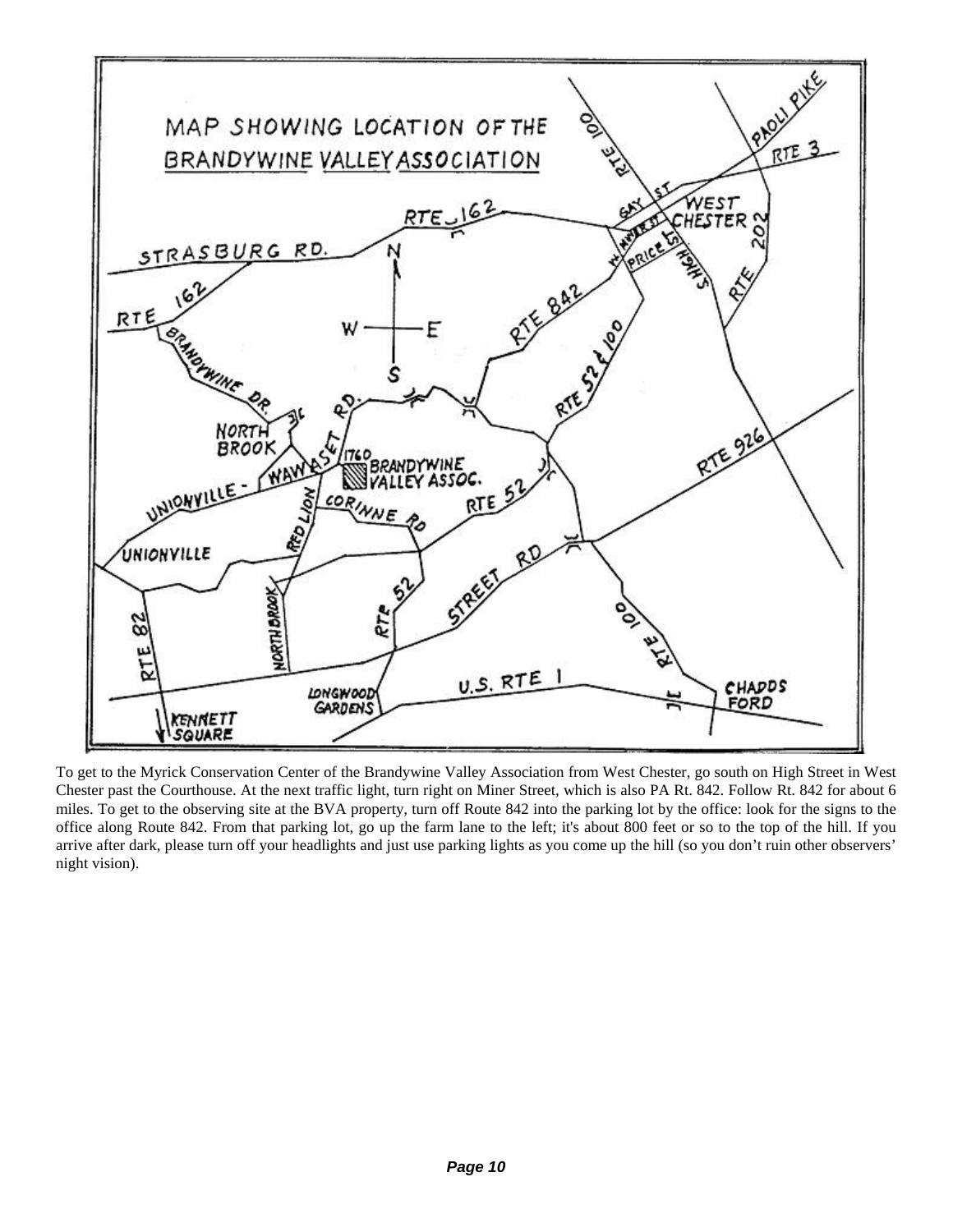MAP SHOWING LOCATION OF THE BRANDYWINE VALLEY ASSOCIATION

RTE 100
PAOLI PIKE
RTE 3
GAY ST
WEST CHESTER
RTE 162
STRASBURG RD.
N
W
E
S
W. MINER ST
PRICE ST
S. HIGH ST
RTE 202
RTE 162
RTE
BRANDYWINE DR.
RTE 842
RTE 52 & 100
NORTH BROOK
WAWASET RD.
1760
BRANDYWINE VALLEY ASSOC.
UNIONVILLE - WAWASET
RED LION
CORINNE RD
RTE 52
RTE 926
UNIONVILLE
STREET RD
RTE 82
NORTHBROOK
RTE 52
RTE 100
U.S. RTE 1
LONGWOOD GARDENS
CHADDS FORD
KENNETT SQUARE

To get to the Myrick Conservation Center of the Brandywine Valley Association from West Chester, go south on High Street in West Chester past the Courthouse. At the next traffic light, turn right on Miner Street, which is also PA Rt. 842. Follow Rt. 842 for about 6 miles. To get to the observing site at the BVA property, turn off Route 842 into the parking lot by the office: look for the signs to the office along Route 842. From that parking lot, go up the farm lane to the left; it's about 800 feet or so to the top of the hill. If you arrive after dark, please turn off your headlights and just use parking lights as you come up the hill (so you don't ruin other observers' night vision).